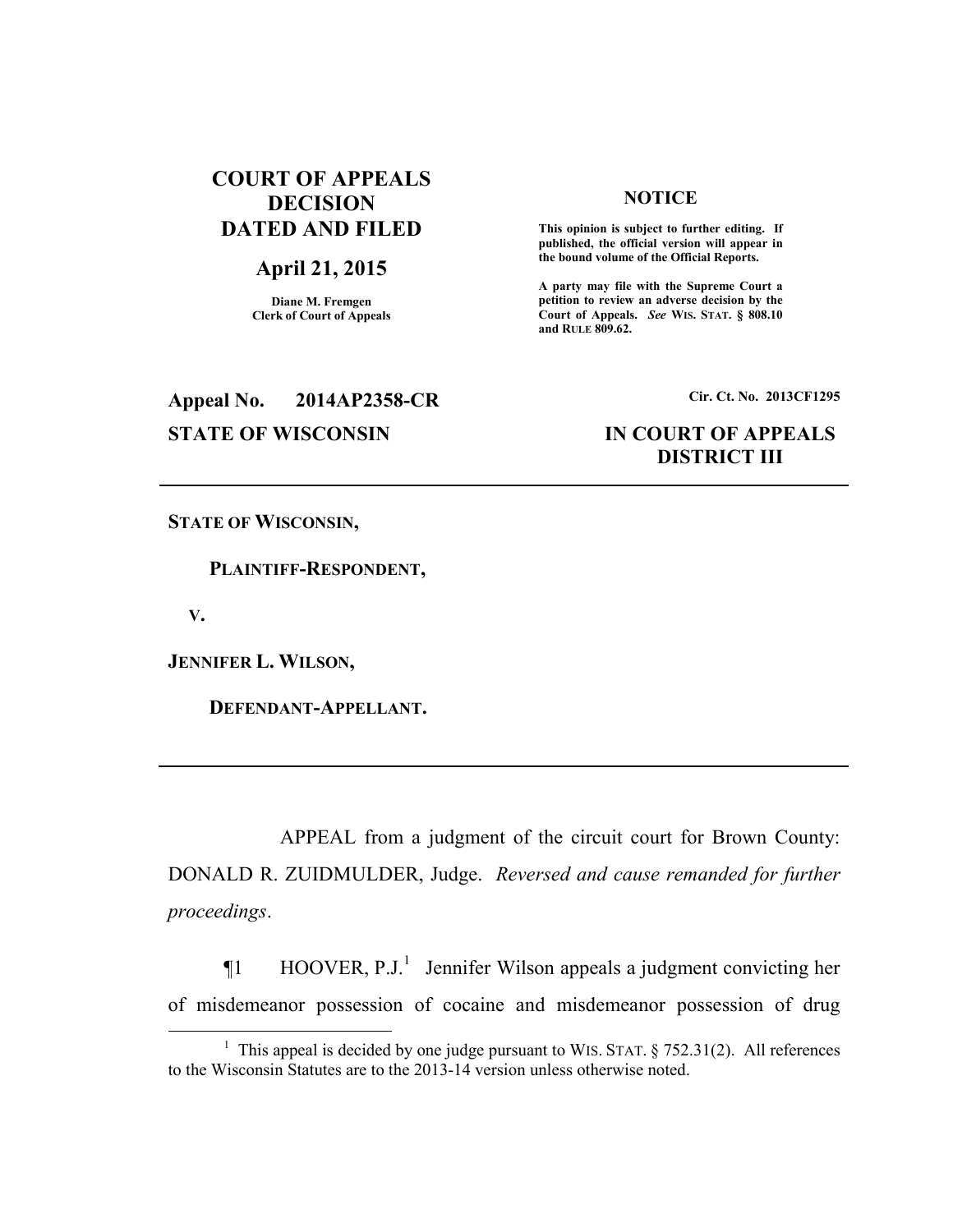**COURT OF APPEALS DECISION DATED AND FILED**

**April 21, 2015**

**Diane M. Fremgen**
**Clerk of Court of Appeals**

**NOTICE**

**This opinion is subject to further editing. If published, the official version will appear in the bound volume of the Official Reports.**

**A party may file with the Supreme Court a petition to review an adverse decision by the Court of Appeals. *See* WIS. STAT. § 808.10 and RULE 809.62.**

**Appeal No. 2014AP2358-CR** **Cir. Ct. No. 2013CF1295**

**STATE OF WISCONSIN** **IN COURT OF APPEALS**
**DISTRICT III**

---

**STATE OF WISCONSIN,**

**PLAINTIFF-RESPONDENT,**

**V.**

**JENNIFER L. WILSON,**

**DEFENDANT-APPELLANT.**

---

APPEAL from a judgment of the circuit court for Brown County: DONALD R. ZUIDMULDER, Judge. *Reversed and cause remanded for further proceedings*.

¶1 HOOVER, P.J.[1] Jennifer Wilson appeals a judgment convicting her of misdemeanor possession of cocaine and misdemeanor possession of drug

[1] This appeal is decided by one judge pursuant to WIS. STAT. § 752.31(2). All references to the Wisconsin Statutes are to the 2013-14 version unless otherwise noted.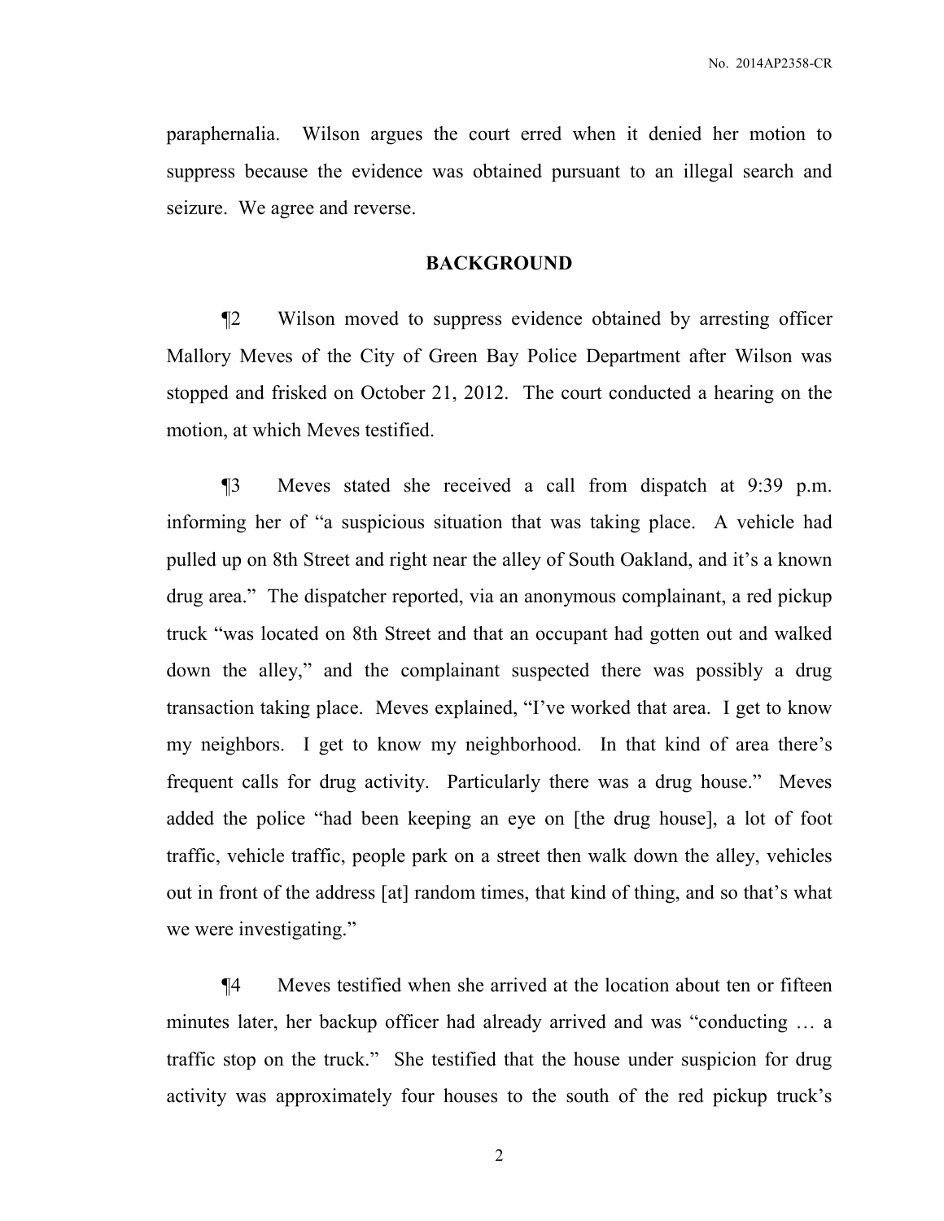paraphernalia. Wilson argues the court erred when it denied her motion to suppress because the evidence was obtained pursuant to an illegal search and seizure. We agree and reverse.

## BACKGROUND

¶2 Wilson moved to suppress evidence obtained by arresting officer Mallory Meves of the City of Green Bay Police Department after Wilson was stopped and frisked on October 21, 2012. The court conducted a hearing on the motion, at which Meves testified.

¶3 Meves stated she received a call from dispatch at 9:39 p.m. informing her of "a suspicious situation that was taking place. A vehicle had pulled up on 8th Street and right near the alley of South Oakland, and it's a known drug area." The dispatcher reported, via an anonymous complainant, a red pickup truck "was located on 8th Street and that an occupant had gotten out and walked down the alley," and the complainant suspected there was possibly a drug transaction taking place. Meves explained, "I've worked that area. I get to know my neighbors. I get to know my neighborhood. In that kind of area there's frequent calls for drug activity. Particularly there was a drug house." Meves added the police "had been keeping an eye on [the drug house], a lot of foot traffic, vehicle traffic, people park on a street then walk down the alley, vehicles out in front of the address [at] random times, that kind of thing, and so that's what we were investigating."

¶4 Meves testified when she arrived at the location about ten or fifteen minutes later, her backup officer had already arrived and was "conducting … a traffic stop on the truck." She testified that the house under suspicion for drug activity was approximately four houses to the south of the red pickup truck's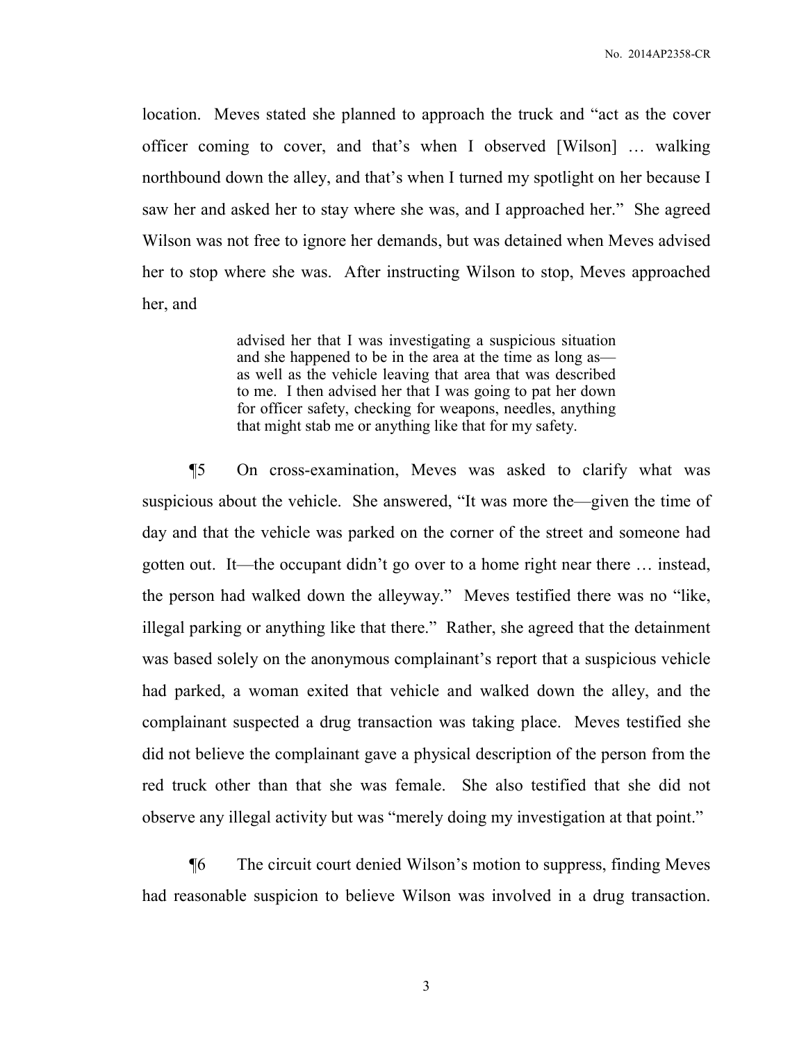location. Meves stated she planned to approach the truck and "act as the cover officer coming to cover, and that's when I observed [Wilson] … walking northbound down the alley, and that's when I turned my spotlight on her because I saw her and asked her to stay where she was, and I approached her." She agreed Wilson was not free to ignore her demands, but was detained when Meves advised her to stop where she was. After instructing Wilson to stop, Meves approached her, and

> advised her that I was investigating a suspicious situation and she happened to be in the area at the time as long as—as well as the vehicle leaving that area that was described to me. I then advised her that I was going to pat her down for officer safety, checking for weapons, needles, anything that might stab me or anything like that for my safety.

¶5 On cross-examination, Meves was asked to clarify what was suspicious about the vehicle. She answered, "It was more the—given the time of day and that the vehicle was parked on the corner of the street and someone had gotten out. It—the occupant didn't go over to a home right near there … instead, the person had walked down the alleyway." Meves testified there was no "like, illegal parking or anything like that there." Rather, she agreed that the detainment was based solely on the anonymous complainant's report that a suspicious vehicle had parked, a woman exited that vehicle and walked down the alley, and the complainant suspected a drug transaction was taking place. Meves testified she did not believe the complainant gave a physical description of the person from the red truck other than that she was female. She also testified that she did not observe any illegal activity but was "merely doing my investigation at that point."

¶6 The circuit court denied Wilson's motion to suppress, finding Meves had reasonable suspicion to believe Wilson was involved in a drug transaction.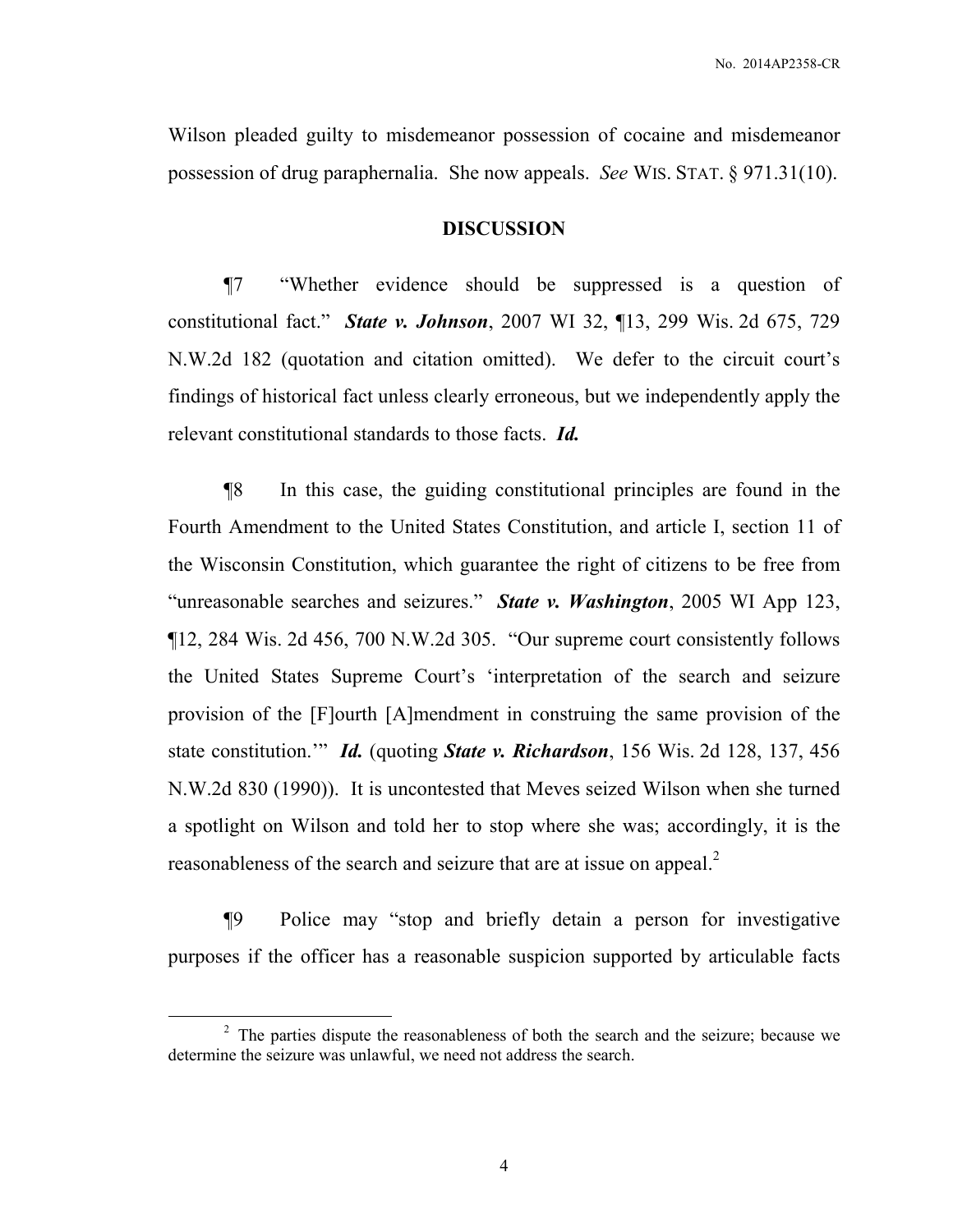Wilson pleaded guilty to misdemeanor possession of cocaine and misdemeanor possession of drug paraphernalia. She now appeals. *See* WIS. STAT. § 971.31(10).

## DISCUSSION

¶7 "Whether evidence should be suppressed is a question of constitutional fact." ***State v. Johnson***, 2007 WI 32, ¶13, 299 Wis. 2d 675, 729 N.W.2d 182 (quotation and citation omitted). We defer to the circuit court's findings of historical fact unless clearly erroneous, but we independently apply the relevant constitutional standards to those facts. ***Id.***

¶8 In this case, the guiding constitutional principles are found in the Fourth Amendment to the United States Constitution, and article I, section 11 of the Wisconsin Constitution, which guarantee the right of citizens to be free from "unreasonable searches and seizures." ***State v. Washington***, 2005 WI App 123, ¶12, 284 Wis. 2d 456, 700 N.W.2d 305. "Our supreme court consistently follows the United States Supreme Court's 'interpretation of the search and seizure provision of the [F]ourth [A]mendment in construing the same provision of the state constitution.'" ***Id.*** (quoting ***State v. Richardson***, 156 Wis. 2d 128, 137, 456 N.W.2d 830 (1990)). It is uncontested that Meves seized Wilson when she turned a spotlight on Wilson and told her to stop where she was; accordingly, it is the reasonableness of the search and seizure that are at issue on appeal.[2]

¶9 Police may "stop and briefly detain a person for investigative purposes if the officer has a reasonable suspicion supported by articulable facts

[2] The parties dispute the reasonableness of both the search and the seizure; because we determine the seizure was unlawful, we need not address the search.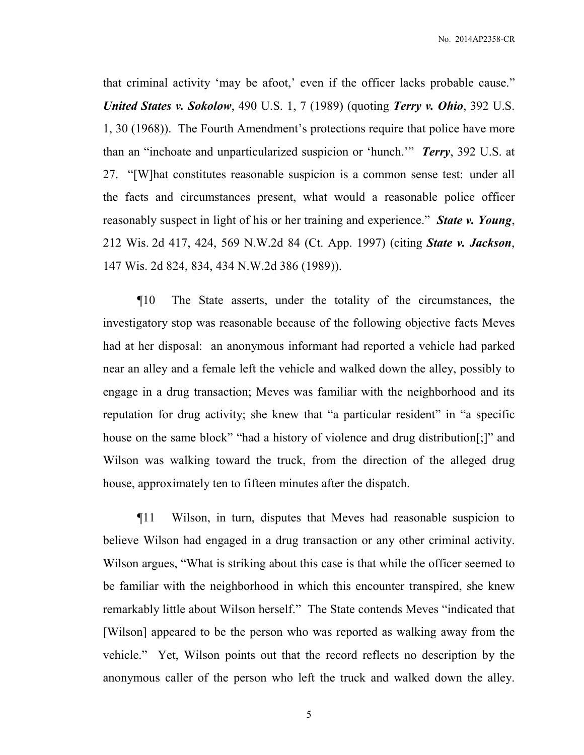that criminal activity 'may be afoot,' even if the officer lacks probable cause." ***United States v. Sokolow***, 490 U.S. 1, 7 (1989) (quoting ***Terry v. Ohio***, 392 U.S. 1, 30 (1968)). The Fourth Amendment's protections require that police have more than an "inchoate and unparticularized suspicion or 'hunch.'" ***Terry***, 392 U.S. at 27. "[W]hat constitutes reasonable suspicion is a common sense test: under all the facts and circumstances present, what would a reasonable police officer reasonably suspect in light of his or her training and experience." ***State v. Young***, 212 Wis. 2d 417, 424, 569 N.W.2d 84 (Ct. App. 1997) (citing ***State v. Jackson***, 147 Wis. 2d 824, 834, 434 N.W.2d 386 (1989)).

¶10 The State asserts, under the totality of the circumstances, the investigatory stop was reasonable because of the following objective facts Meves had at her disposal: an anonymous informant had reported a vehicle had parked near an alley and a female left the vehicle and walked down the alley, possibly to engage in a drug transaction; Meves was familiar with the neighborhood and its reputation for drug activity; she knew that "a particular resident" in "a specific house on the same block" "had a history of violence and drug distribution[;]" and Wilson was walking toward the truck, from the direction of the alleged drug house, approximately ten to fifteen minutes after the dispatch.

¶11 Wilson, in turn, disputes that Meves had reasonable suspicion to believe Wilson had engaged in a drug transaction or any other criminal activity. Wilson argues, "What is striking about this case is that while the officer seemed to be familiar with the neighborhood in which this encounter transpired, she knew remarkably little about Wilson herself." The State contends Meves "indicated that [Wilson] appeared to be the person who was reported as walking away from the vehicle." Yet, Wilson points out that the record reflects no description by the anonymous caller of the person who left the truck and walked down the alley.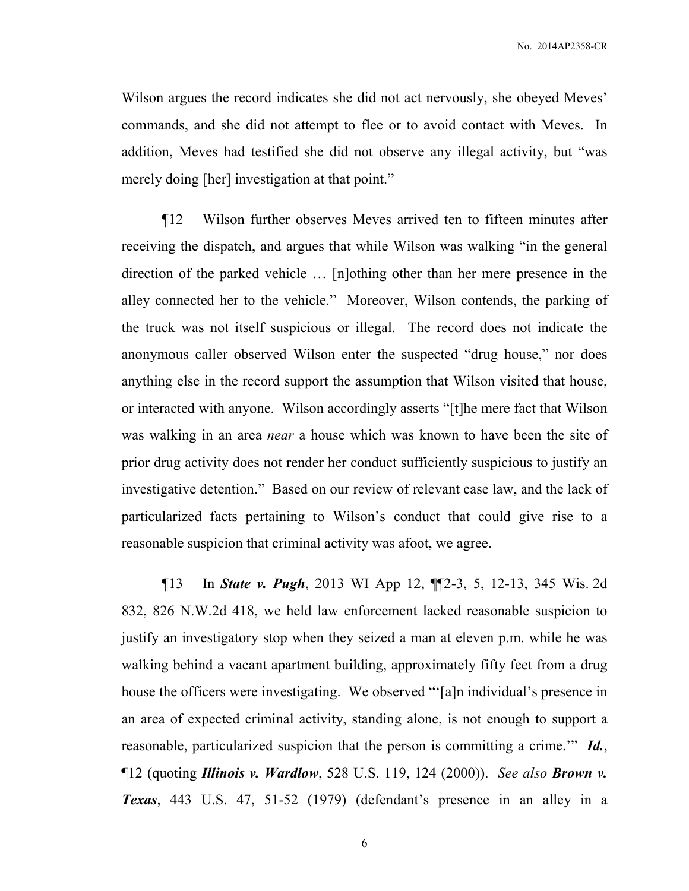Wilson argues the record indicates she did not act nervously, she obeyed Meves' commands, and she did not attempt to flee or to avoid contact with Meves. In addition, Meves had testified she did not observe any illegal activity, but "was merely doing [her] investigation at that point."

¶12 Wilson further observes Meves arrived ten to fifteen minutes after receiving the dispatch, and argues that while Wilson was walking "in the general direction of the parked vehicle … [n]othing other than her mere presence in the alley connected her to the vehicle." Moreover, Wilson contends, the parking of the truck was not itself suspicious or illegal. The record does not indicate the anonymous caller observed Wilson enter the suspected "drug house," nor does anything else in the record support the assumption that Wilson visited that house, or interacted with anyone. Wilson accordingly asserts "[t]he mere fact that Wilson was walking in an area *near* a house which was known to have been the site of prior drug activity does not render her conduct sufficiently suspicious to justify an investigative detention." Based on our review of relevant case law, and the lack of particularized facts pertaining to Wilson's conduct that could give rise to a reasonable suspicion that criminal activity was afoot, we agree.

¶13 In ***State v. Pugh***, 2013 WI App 12, ¶¶2-3, 5, 12-13, 345 Wis. 2d 832, 826 N.W.2d 418, we held law enforcement lacked reasonable suspicion to justify an investigatory stop when they seized a man at eleven p.m. while he was walking behind a vacant apartment building, approximately fifty feet from a drug house the officers were investigating. We observed "'[a]n individual's presence in an area of expected criminal activity, standing alone, is not enough to support a reasonable, particularized suspicion that the person is committing a crime.'" ***Id.***, ¶12 (quoting ***Illinois v. Wardlow***, 528 U.S. 119, 124 (2000)). *See also* ***Brown v. Texas***, 443 U.S. 47, 51-52 (1979) (defendant's presence in an alley in a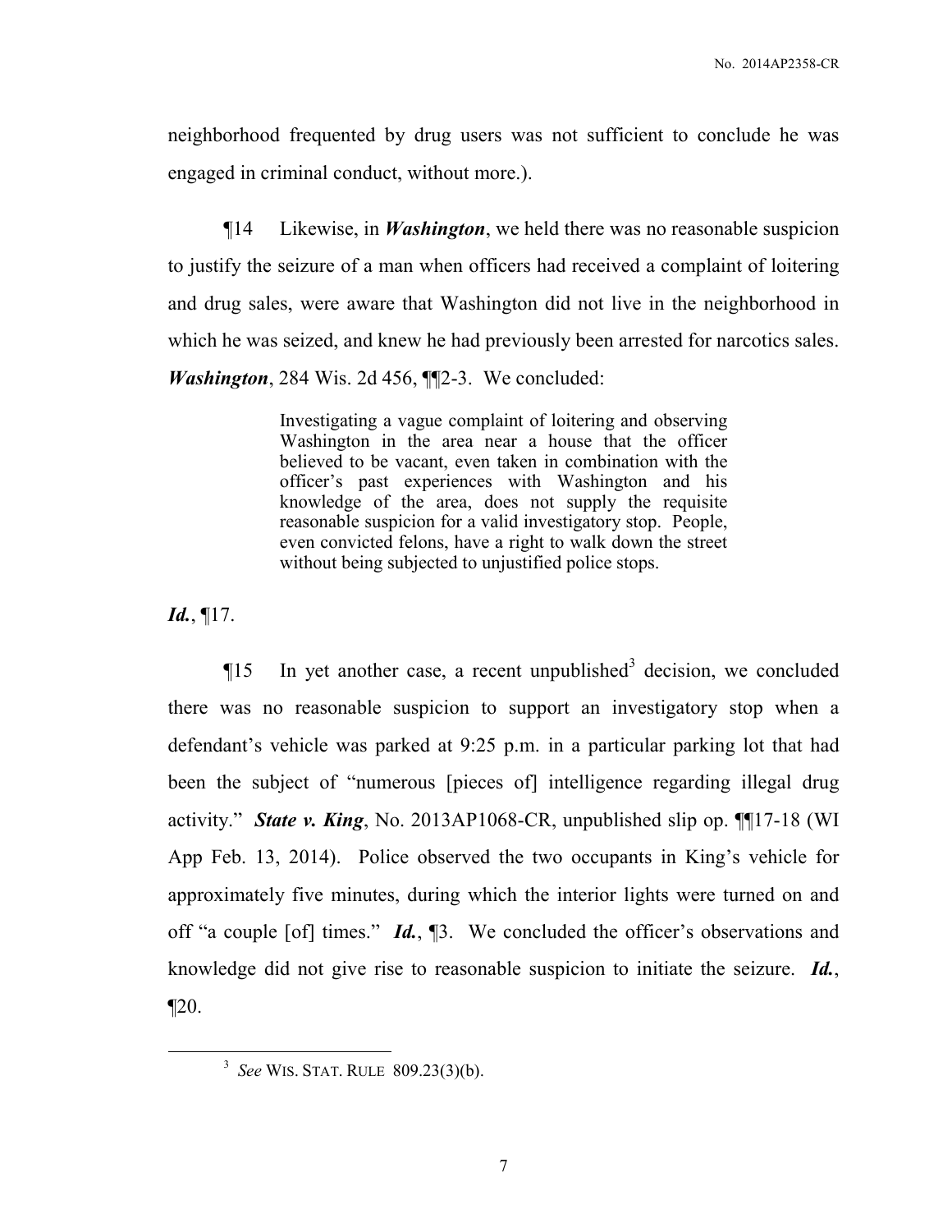neighborhood frequented by drug users was not sufficient to conclude he was engaged in criminal conduct, without more.).

¶14 Likewise, in ***Washington***, we held there was no reasonable suspicion to justify the seizure of a man when officers had received a complaint of loitering and drug sales, were aware that Washington did not live in the neighborhood in which he was seized, and knew he had previously been arrested for narcotics sales. ***Washington***, 284 Wis. 2d 456, ¶¶2-3. We concluded:

> Investigating a vague complaint of loitering and observing Washington in the area near a house that the officer believed to be vacant, even taken in combination with the officer's past experiences with Washington and his knowledge of the area, does not supply the requisite reasonable suspicion for a valid investigatory stop. People, even convicted felons, have a right to walk down the street without being subjected to unjustified police stops.

***Id.***, ¶17.

¶15 In yet another case, a recent unpublished[3] decision, we concluded there was no reasonable suspicion to support an investigatory stop when a defendant's vehicle was parked at 9:25 p.m. in a particular parking lot that had been the subject of "numerous [pieces of] intelligence regarding illegal drug activity." ***State v. King***, No. 2013AP1068-CR, unpublished slip op. ¶¶17-18 (WI App Feb. 13, 2014). Police observed the two occupants in King's vehicle for approximately five minutes, during which the interior lights were turned on and off "a couple [of] times." ***Id.***, ¶3. We concluded the officer's observations and knowledge did not give rise to reasonable suspicion to initiate the seizure. ***Id.***, ¶20.

---

[3] *See* WIS. STAT. RULE 809.23(3)(b).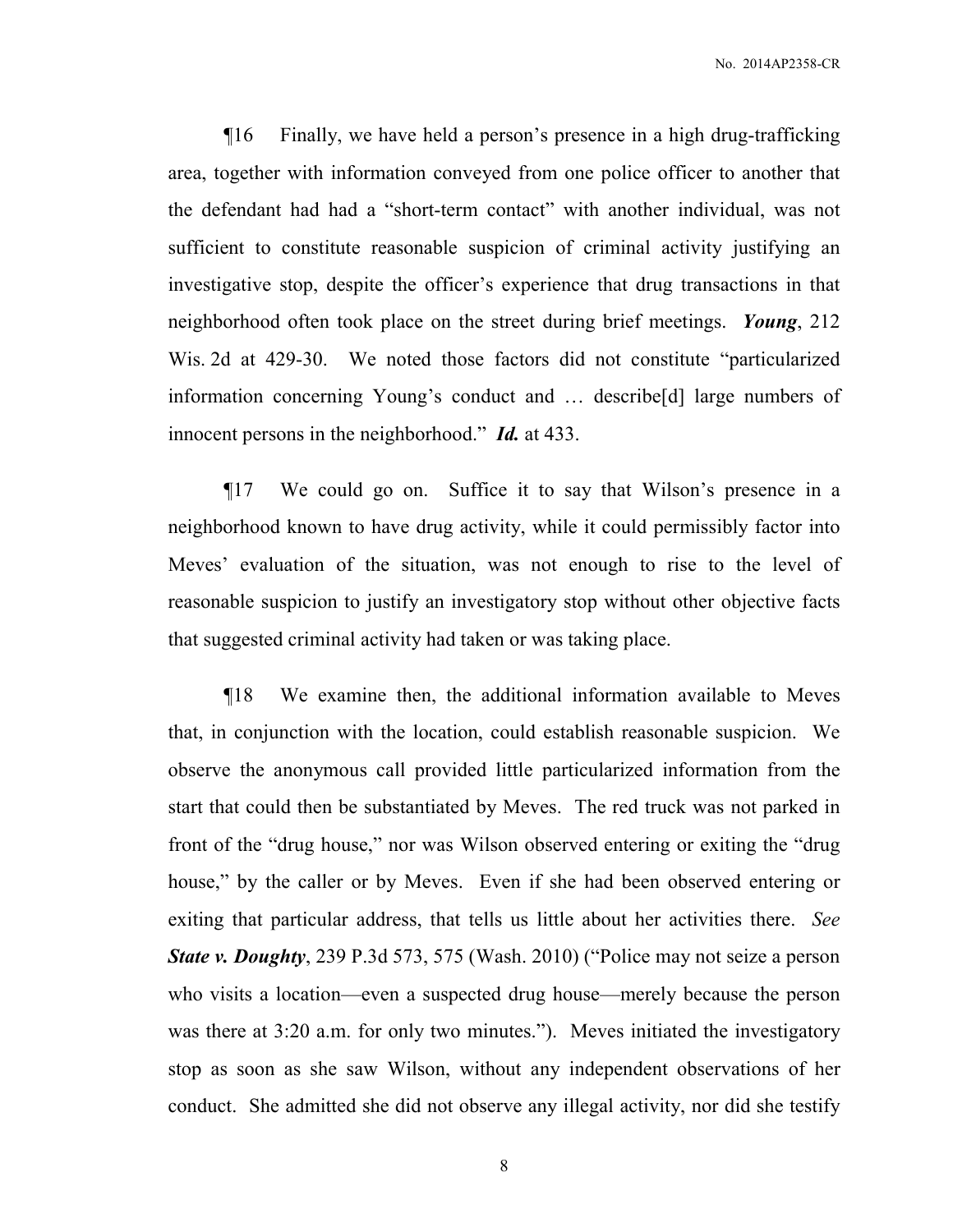¶16 Finally, we have held a person's presence in a high drug-trafficking area, together with information conveyed from one police officer to another that the defendant had had a "short-term contact" with another individual, was not sufficient to constitute reasonable suspicion of criminal activity justifying an investigative stop, despite the officer's experience that drug transactions in that neighborhood often took place on the street during brief meetings. ***Young***, 212 Wis. 2d at 429-30. We noted those factors did not constitute "particularized information concerning Young's conduct and … describe[d] large numbers of innocent persons in the neighborhood." ***Id.*** at 433.

¶17 We could go on. Suffice it to say that Wilson's presence in a neighborhood known to have drug activity, while it could permissibly factor into Meves' evaluation of the situation, was not enough to rise to the level of reasonable suspicion to justify an investigatory stop without other objective facts that suggested criminal activity had taken or was taking place.

¶18 We examine then, the additional information available to Meves that, in conjunction with the location, could establish reasonable suspicion. We observe the anonymous call provided little particularized information from the start that could then be substantiated by Meves. The red truck was not parked in front of the "drug house," nor was Wilson observed entering or exiting the "drug house," by the caller or by Meves. Even if she had been observed entering or exiting that particular address, that tells us little about her activities there. *See* ***State v. Doughty***, 239 P.3d 573, 575 (Wash. 2010) ("Police may not seize a person who visits a location—even a suspected drug house—merely because the person was there at 3:20 a.m. for only two minutes."). Meves initiated the investigatory stop as soon as she saw Wilson, without any independent observations of her conduct. She admitted she did not observe any illegal activity, nor did she testify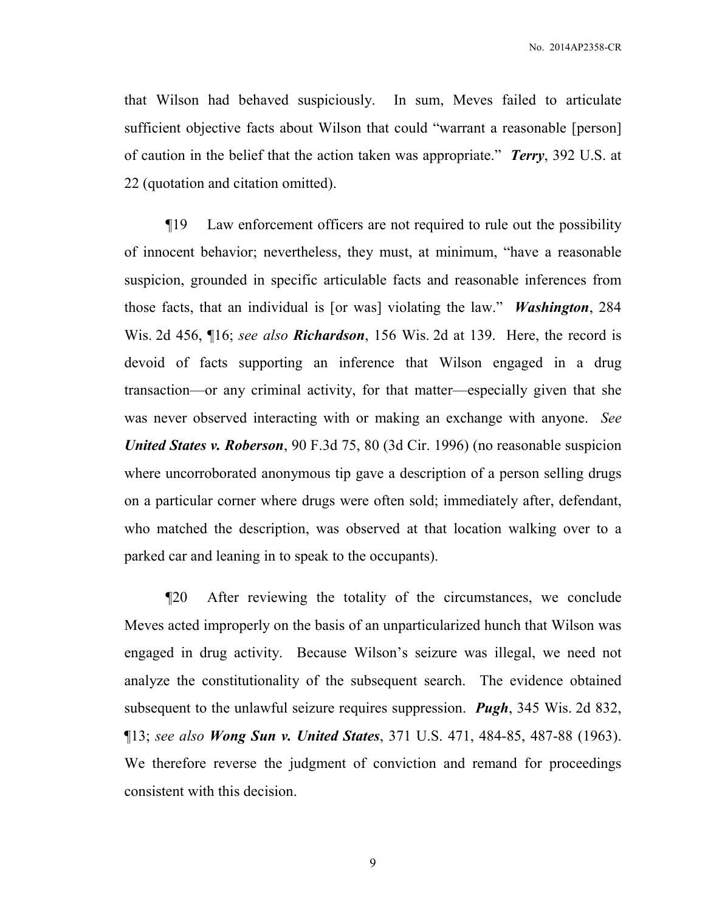that Wilson had behaved suspiciously. In sum, Meves failed to articulate sufficient objective facts about Wilson that could "warrant a reasonable [person] of caution in the belief that the action taken was appropriate." ***Terry***, 392 U.S. at 22 (quotation and citation omitted).

¶19 Law enforcement officers are not required to rule out the possibility of innocent behavior; nevertheless, they must, at minimum, "have a reasonable suspicion, grounded in specific articulable facts and reasonable inferences from those facts, that an individual is [or was] violating the law." ***Washington***, 284 Wis. 2d 456, ¶16; *see also* ***Richardson***, 156 Wis. 2d at 139. Here, the record is devoid of facts supporting an inference that Wilson engaged in a drug transaction—or any criminal activity, for that matter—especially given that she was never observed interacting with or making an exchange with anyone. *See* ***United States v. Roberson***, 90 F.3d 75, 80 (3d Cir. 1996) (no reasonable suspicion where uncorroborated anonymous tip gave a description of a person selling drugs on a particular corner where drugs were often sold; immediately after, defendant, who matched the description, was observed at that location walking over to a parked car and leaning in to speak to the occupants).

¶20 After reviewing the totality of the circumstances, we conclude Meves acted improperly on the basis of an unparticularized hunch that Wilson was engaged in drug activity. Because Wilson's seizure was illegal, we need not analyze the constitutionality of the subsequent search. The evidence obtained subsequent to the unlawful seizure requires suppression. ***Pugh***, 345 Wis. 2d 832, ¶13; *see also* ***Wong Sun v. United States***, 371 U.S. 471, 484-85, 487-88 (1963). We therefore reverse the judgment of conviction and remand for proceedings consistent with this decision.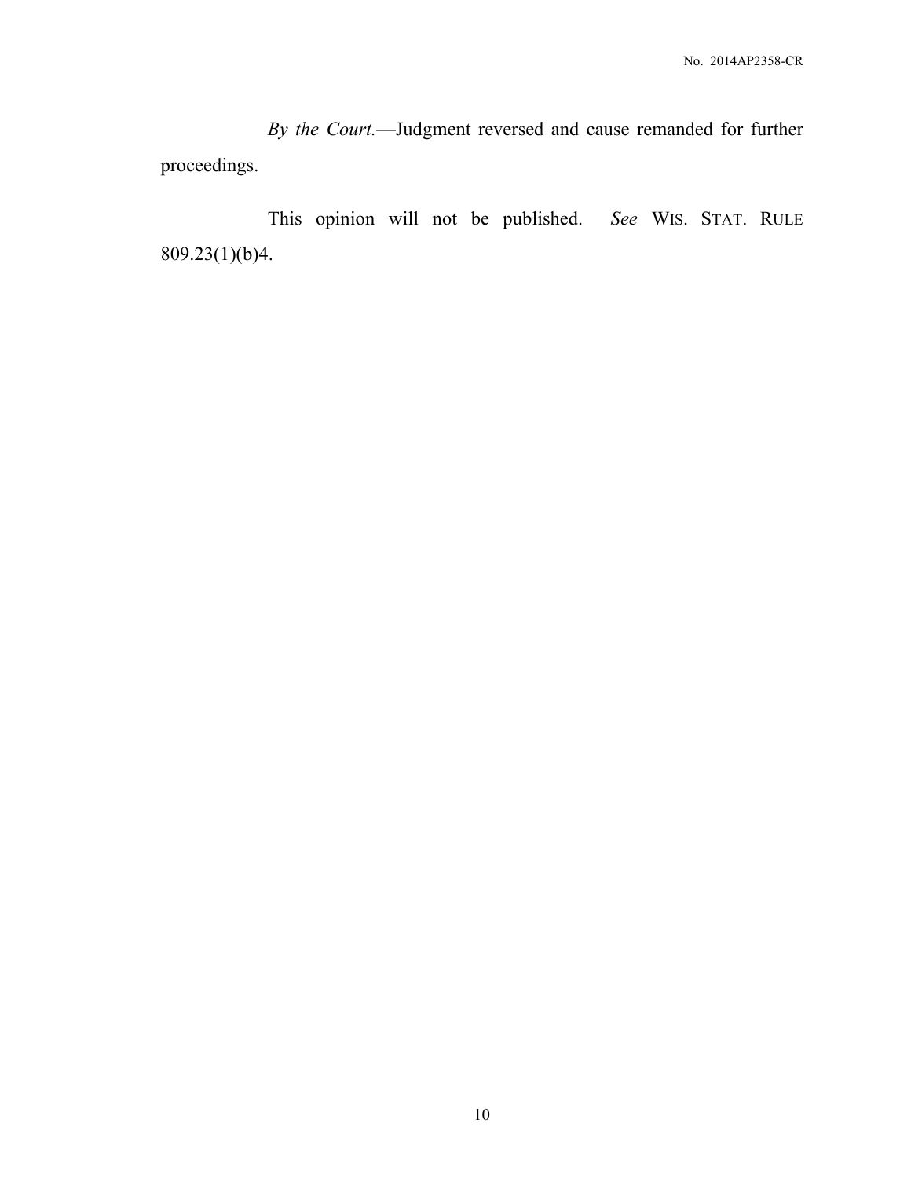*By the Court.*—Judgment reversed and cause remanded for further proceedings.

This opinion will not be published. *See* WIS. STAT. RULE 809.23(1)(b)4.